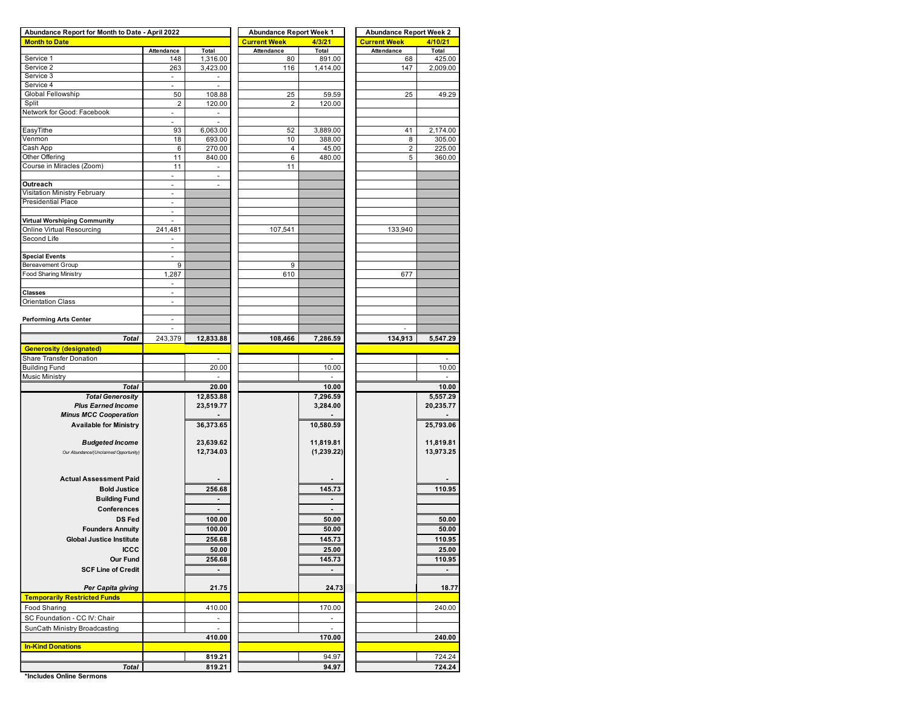| Abundance Report for Month to Date - April 2022 | | | Abundance Report Week 1 | | Abundance Report Week 2 | |
|---|---|---|---|---|---|---|
| **Month to Date** | | | **Current Week** | **4/3/21** | **Current Week** | **4/10/21** |
| | **Attendance** | **Total** | **Attendance** | **Total** | **Attendance** | **Total** |
| Service 1 | 148 | 1,316.00 | 80 | 891.00 | 68 | 425.00 |
| Service 2 | 263 | 3,423.00 | 116 | 1,414.00 | 147 | 2,009.00 |
| Service 3 | - | - | | | | |
| Service 4 | - | - | | | | |
| Global Fellowship | 50 | 108.88 | 25 | 59.59 | 25 | 49.29 |
| Split | 2 | 120.00 | 2 | 120.00 | | |
| Network for Good: Facebook | - | - | | | | |
| | - | - | | | | |
| EasyTithe | 93 | 6,063.00 | 52 | 3,889.00 | 41 | 2,174.00 |
| Venmon | 18 | 693.00 | 10 | 388.00 | 8 | 305.00 |
| Cash App | 6 | 270.00 | 4 | 45.00 | 2 | 225.00 |
| Other Offering | 11 | 840.00 | 6 | 480.00 | 5 | 360.00 |
| Course in Miracles (Zoom) | 11 | - | 11 | | | |
| | - | - | | | | |
| **Outreach** | - | - | | | | |
| Visitation Ministry February | - | | | | | |
| Presidential Place | - | | | | | |
| | - | | | | | |
| **Virtual Worshiping Community** | - | | | | | |
| Online Virtual Resourcing | 241,481 | | 107,541 | | 133,940 | |
| Second Life | - | | | | | |
| | - | | | | | |
| **Special Events** | - | | | | | |
| Bereavement Group | 9 | | 9 | | | |
| Food Sharing Ministry | 1,287 | | 610 | | 677 | |
| | - | | | | | |
| **Classes** | - | | | | | |
| Orientation Class | - | | | | | |
| | | | | | | |
| **Performing Arts Center** | - | | | | | |
| | - | | | | - | |
| ***Total*** | 243,379 | **12,833.88** | **108,466** | **7,286.59** | **134,913** | **5,547.29** |
| **Generosity (designated)** | | | | | | |
| Share Transfer Donation | | - | | - | | - |
| Building Fund | | 20.00 | | 10.00 | | 10.00 |
| Music Ministry | | - | | - | | - |
| ***Total*** | | **20.00** | | **10.00** | | **10.00** |
| ***Total Generosity*** | | **12,853.88** | | **7,296.59** | | **5,557.29** |
| ***Plus Earned Income*** | | **23,519.77** | | **3,284.00** | | **20,235.77** |
| ***Minus MCC Cooperation*** | | **-** | | **-** | | **-** |
| **Available for Ministry** | | **36,373.65** | | **10,580.59** | | **25,793.06** |
| ***Budgeted Income*** | | **23,639.62** | | **11,819.81** | | **11,819.81** |
| *Our Abundance/(Unclaimed Opportunity)* | | **12,734.03** | | **(1,239.22)** | | **13,973.25** |
| **Actual Assessment Paid** | | **-** | | **-** | | **-** |
| **Bold Justice** | | **256.68** | | **145.73** | | **110.95** |
| **Building Fund** | | **-** | | **-** | | |
| **Conferences** | | **-** | | **-** | | |
| **DS Fed** | | **100.00** | | **50.00** | | **50.00** |
| **Founders Annuity** | | **100.00** | | **50.00** | | **50.00** |
| **Global Justice Institute** | | **256.68** | | **145.73** | | **110.95** |
| **ICCC** | | **50.00** | | **25.00** | | **25.00** |
| **Our Fund** | | **256.68** | | **145.73** | | **110.95** |
| **SCF Line of Credit** | | **-** | | **-** | | **-** |
| ***Per Capita giving*** | | **21.75** | | **24.73** | | **18.77** |
| **Temporarily Restricted Funds** | | | | | | |
| Food Sharing | | 410.00 | | 170.00 | | 240.00 |
| SC Foundation - CC IV: Chair | | - | | - | | |
| SunCath Ministry Broadcasting | | - | | - | | |
| | | **410.00** | | **170.00** | | **240.00** |
| **In-Kind Donations** | | | | | | |
| | | **819.21** | | 94.97 | | 724.24 |
| ***Total*** | | **819.21** | | **94.97** | | **724.24** |

**\*Includes Online Sermons**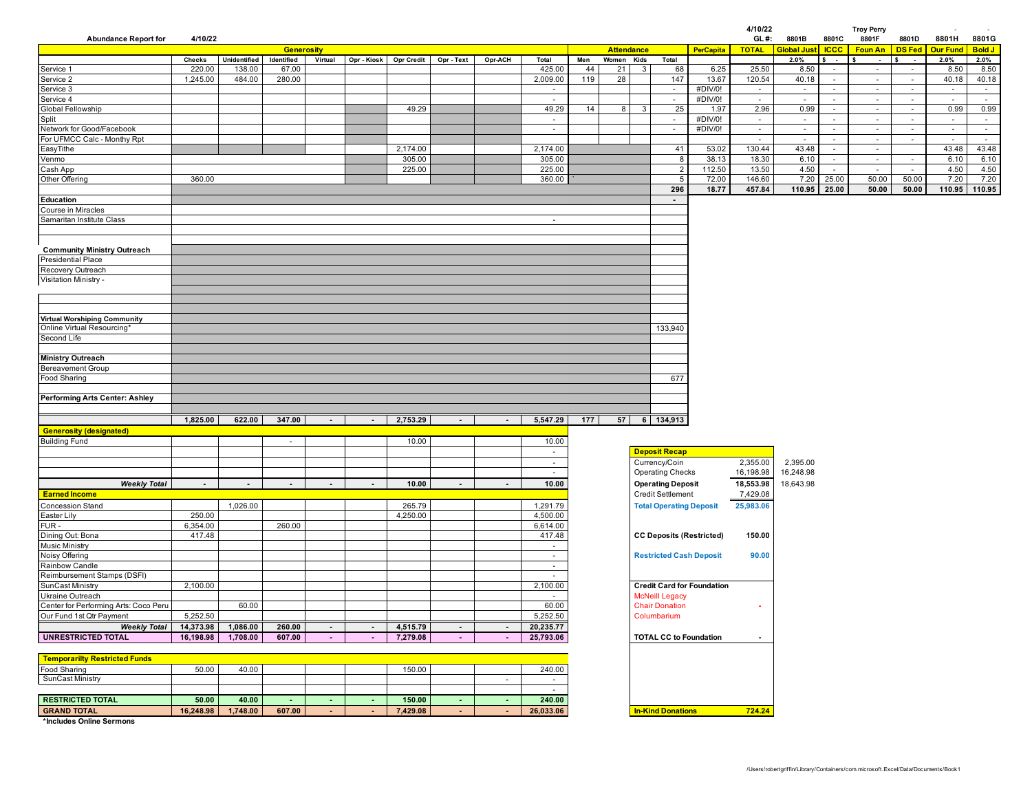**Abundance Report for** 4/10/22

| | Checks | Unidentified | Identified | Virtual | Opr - Kiosk | Opr Credit | Opr - Text | Opr-ACH | Total | Men | Women | Kids | Total | PerCapita | TOTAL | Global Just | ICCC | Foun An | DS Fed | Our Fund | Bold J |
|---|---|---|---|---|---|---|---|---|---|---|---|---|---|---|---|---|---|---|---|---|---|
| | **Generosity** | | | | | | | | | **Attendance** | | | | | 4/10/22 GL #: | 8801B | 8801C | Troy Perry 8801F | 8801D | - 8801H | - 8801G |
| | | | | | | | | | | | | | | | | 2.0% | $ - | $ - | $ - | 2.0% | 2.0% |
| Service 1 | 220.00 | 138.00 | 67.00 | | | | | | 425.00 | 44 | 21 | 3 | 68 | 6.25 | 25.50 | 8.50 | - | - | - | 8.50 | 8.50 |
| Service 2 | 1,245.00 | 484.00 | 280.00 | | | | | | 2,009.00 | 119 | 28 | | 147 | 13.67 | 120.54 | 40.18 | - | - | - | 40.18 | 40.18 |
| Service 3 | | | | | | | | | - | | | | - | #DIV/0! | - | - | - | - | - | - | - |
| Service 4 | | | | | | | | | - | | | | - | #DIV/0! | - | - | - | - | - | - | - |
| Global Fellowship | | | | | | 49.29 | | | 49.29 | 14 | 8 | 3 | 25 | 1.97 | 2.96 | 0.99 | - | - | - | 0.99 | 0.99 |
| Split | | | | | | | | | - | | | | - | #DIV/0! | - | - | - | - | - | - | - |
| Network for Good/Facebook | | | | | | | | | - | | | | - | #DIV/0! | - | - | - | - | - | - | - |
| For UFMCC Calc - Monthy Rpt | | | | | | | | | | | | | | | - | - | - | - | - | - | - |
| EasyTithe | | | | | | 2,174.00 | | | 2,174.00 | | | | 41 | 53.02 | 130.44 | 43.48 | - | - | | 43.48 | 43.48 |
| Venmo | | | | | | 305.00 | | | 305.00 | | | | 8 | 38.13 | 18.30 | 6.10 | - | - | - | 6.10 | 6.10 |
| Cash App | | | | | | 225.00 | | | 225.00 | | | | 2 | 112.50 | 13.50 | 4.50 | - | - | - | 4.50 | 4.50 |
| Other Offering | 360.00 | | | | | | | | 360.00 | | | | 5 | 72.00 | 146.60 | 7.20 | 25.00 | 50.00 | 50.00 | 7.20 | 7.20 |
| | | | | | | | | | | | | | **296** | **18.77** | **457.84** | **110.95** | **25.00** | **50.00** | **50.00** | **110.95** | **110.95** |
| **Education** | | | | | | | | | | | | | - | | | | | | | | |
| Course in Miracles | | | | | | | | | | | | | | | | | | | | | |
| Samaritan Institute Class | | | | | | | | | - | | | | | | | | | | | | |
| **Community Ministry Outreach** | | | | | | | | | | | | | | | | | | | | | |
| Presidential Place | | | | | | | | | | | | | | | | | | | | | |
| Recovery Outreach | | | | | | | | | | | | | | | | | | | | | |
| Visitation Ministry - | | | | | | | | | | | | | | | | | | | | | |
| **Virtual Worshiping Community** | | | | | | | | | | | | | | | | | | | | | |
| Online Virtual Resourcing* | | | | | | | | | | | | | 133,940 | | | | | | | | |
| Second Life | | | | | | | | | | | | | | | | | | | | | |
| **Ministry Outreach** | | | | | | | | | | | | | | | | | | | | | |
| Bereavement Group | | | | | | | | | | | | | | | | | | | | | |
| Food Sharing | | | | | | | | | | | | | 677 | | | | | | | | |
| **Performing Arts Center: Ashley** | | | | | | | | | | | | | | | | | | | | | |
| | **1,825.00** | **622.00** | **347.00** | **-** | **-** | **2,753.29** | **-** | **-** | **5,547.29** | **177** | **57** | **6** | **134,913** | | | | | | | | |

| | Checks | Unidentified | Identified | Virtual | Opr - Kiosk | Opr Credit | Opr - Text | Opr-ACH | Total |
|---|---|---|---|---|---|---|---|---|---|
| **Generosity (designated)** | | | | | | | | | |
| Building Fund | | | - | | | 10.00 | | | 10.00 |
| | | | | | | | | | - |
| | | | | | | | | | - |
| | | | | | | | | | - |
| ***Weekly Total*** | **-** | **-** | **-** | **-** | **-** | **10.00** | **-** | **-** | **10.00** |
| **Earned Income** | | | | | | | | | |
| Concession Stand | | 1,026.00 | | | | 265.79 | | | 1,291.79 |
| Easter Lily | 250.00 | | | | | 4,250.00 | | | 4,500.00 |
| FUR - | 6,354.00 | | 260.00 | | | | | | 6,614.00 |
| Dining Out: Bona | 417.48 | | | | | | | | 417.48 |
| Music Ministry | | | | | | | | | - |
| Noisy Offering | | | | | | | | | - |
| Rainbow Candle | | | | | | | | | - |
| Reimbursement Stamps (DSFI) | | | | | | | | | - |
| SunCast Ministry | 2,100.00 | | | | | | | | 2,100.00 |
| Ukraine Outreach | | | | | | | | | - |
| Center for Performing Arts: Coco Peru | | 60.00 | | | | | | | 60.00 |
| Our Fund 1st Qtr Payment | 5,252.50 | | | | | | | | 5,252.50 |
| ***Weekly Total*** | **14,373.98** | **1,086.00** | **260.00** | **-** | **-** | **4,515.79** | **-** | **-** | **20,235.77** |
| **UNRESTRICTED TOTAL** | **16,198.98** | **1,708.00** | **607.00** | **-** | **-** | **7,279.08** | **-** | **-** | **25,793.06** |
| **Temporarilty Restricted Funds** | | | | | | | | | |
| Food Sharing | 50.00 | 40.00 | | | | 150.00 | | | 240.00 |
| SunCast Ministry | | | | | | | | - | - |
| | | | | | | | | | - |
| **RESTRICTED TOTAL** | **50.00** | **40.00** | **-** | **-** | **-** | **150.00** | **-** | **-** | **240.00** |
| **GRAND TOTAL** | **16,248.98** | **1,748.00** | **607.00** | **-** | **-** | **7,429.08** | **-** | **-** | **26,033.06** |

*Includes Online Sermons

| **Deposit Recap** | | |
|---|---|---|
| Currency/Coin | 2,355.00 | 2,395.00 |
| Operating Checks | 16,198.98 | 16,248.98 |
| **Operating Deposit** | **18,553.98** | 18,643.98 |
| Credit Settlement | 7,429.08 | |
| **Total Operating Deposit** | **25,983.06** | |
| **CC Deposits (Restricted)** | **150.00** | |
| **Restricted Cash Deposit** | **90.00** | |
| **Credit Card for Foundation** | | |
| McNeill Legacy | | |
| Chair Donation | - | |
| Columbarium | | |
| **TOTAL CC to Foundation** | **-** | |
| **In-Kind Donations** | **724.24** | |